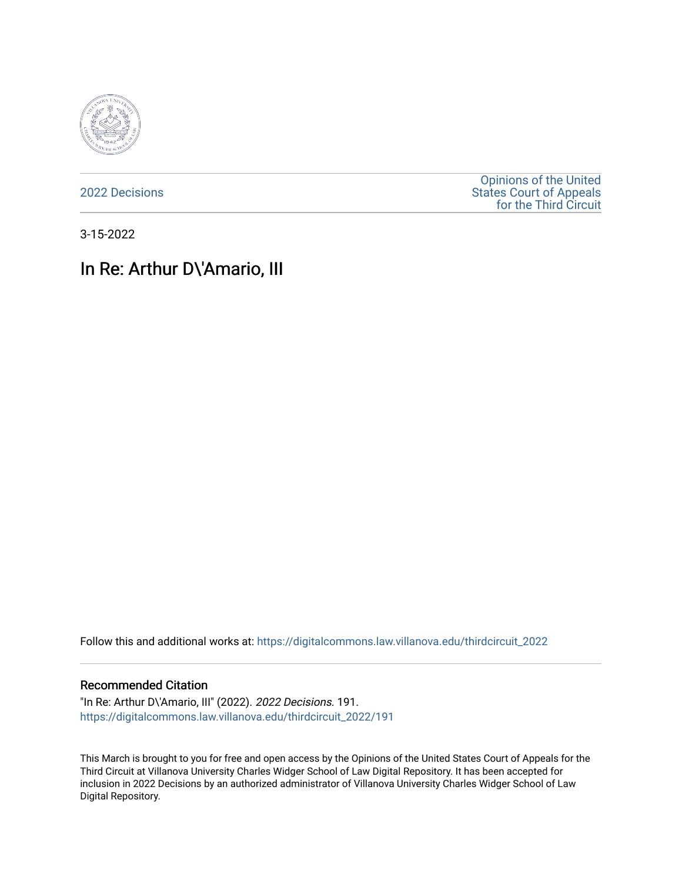2022 Decisions

Opinions of the United States Court of Appeals for the Third Circuit

3-15-2022

# In Re: Arthur D\'Amario, III

Follow this and additional works at: https://digitalcommons.law.villanova.edu/thirdcircuit_2022

## Recommended Citation

"In Re: Arthur D\'Amario, III" (2022). *2022 Decisions*. 191.
https://digitalcommons.law.villanova.edu/thirdcircuit_2022/191

This March is brought to you for free and open access by the Opinions of the United States Court of Appeals for the Third Circuit at Villanova University Charles Widger School of Law Digital Repository. It has been accepted for inclusion in 2022 Decisions by an authorized administrator of Villanova University Charles Widger School of Law Digital Repository.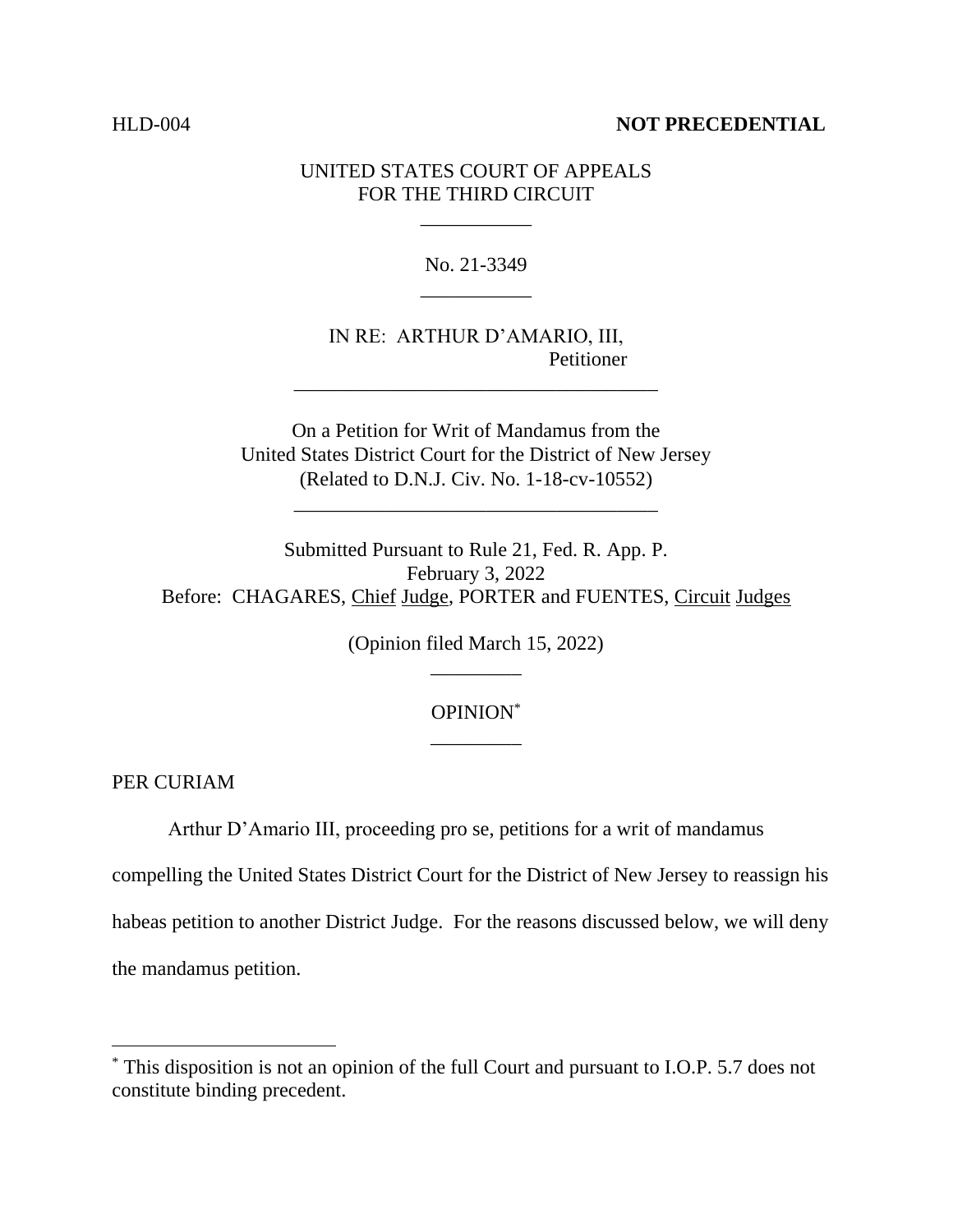HLD-004 **NOT PRECEDENTIAL**

UNITED STATES COURT OF APPEALS
FOR THE THIRD CIRCUIT

No. 21-3349

IN RE: ARTHUR D'AMARIO, III,
Petitioner

On a Petition for Writ of Mandamus from the
United States District Court for the District of New Jersey
(Related to D.N.J. Civ. No. 1-18-cv-10552)

Submitted Pursuant to Rule 21, Fed. R. App. P.
February 3, 2022
Before: CHAGARES, Chief Judge, PORTER and FUENTES, Circuit Judges

(Opinion filed March 15, 2022)

OPINION*

PER CURIAM

Arthur D'Amario III, proceeding pro se, petitions for a writ of mandamus compelling the United States District Court for the District of New Jersey to reassign his habeas petition to another District Judge. For the reasons discussed below, we will deny the mandamus petition.

* This disposition is not an opinion of the full Court and pursuant to I.O.P. 5.7 does not constitute binding precedent.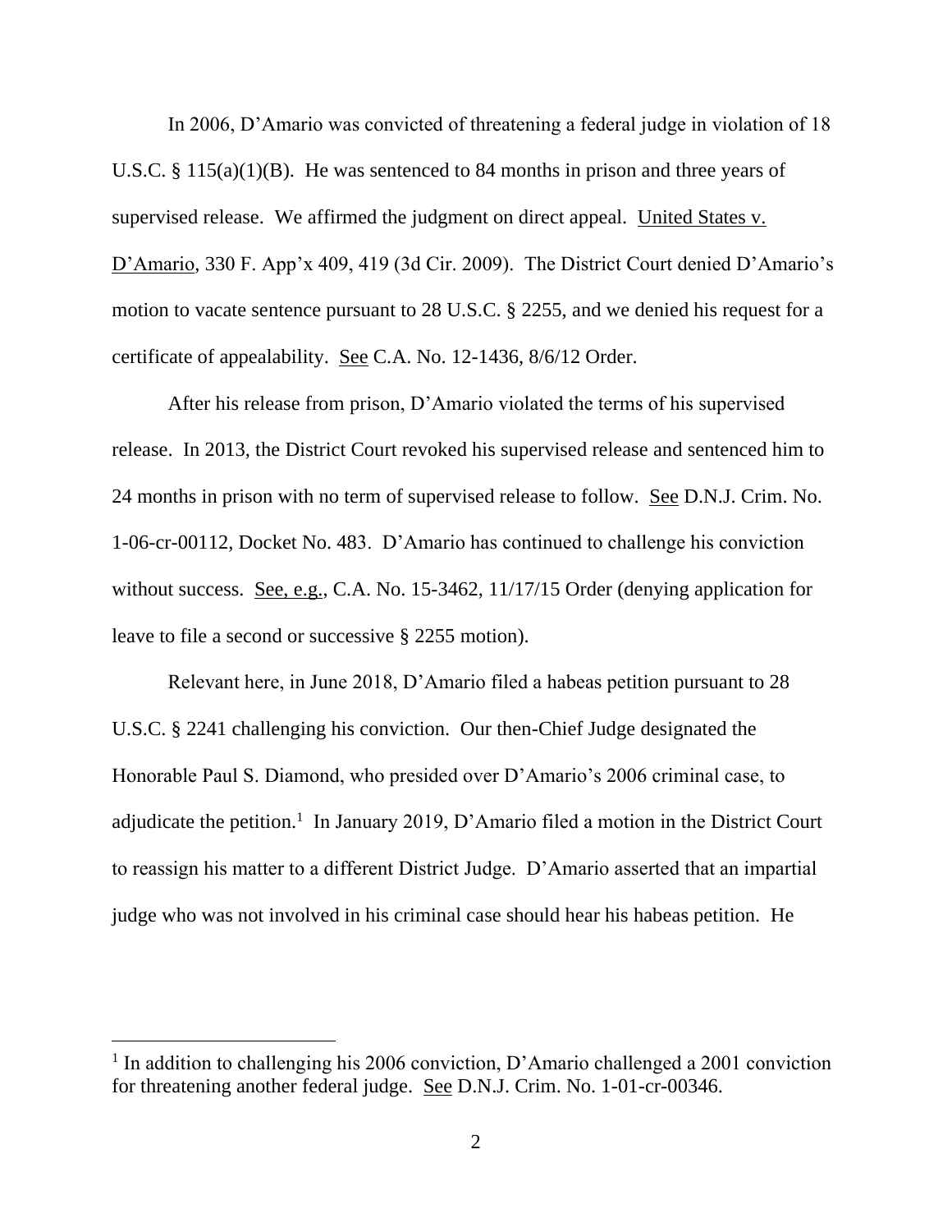In 2006, D'Amario was convicted of threatening a federal judge in violation of 18 U.S.C. § 115(a)(1)(B). He was sentenced to 84 months in prison and three years of supervised release. We affirmed the judgment on direct appeal. United States v. D'Amario, 330 F. App'x 409, 419 (3d Cir. 2009). The District Court denied D'Amario's motion to vacate sentence pursuant to 28 U.S.C. § 2255, and we denied his request for a certificate of appealability. See C.A. No. 12-1436, 8/6/12 Order.

After his release from prison, D'Amario violated the terms of his supervised release. In 2013, the District Court revoked his supervised release and sentenced him to 24 months in prison with no term of supervised release to follow. See D.N.J. Crim. No. 1-06-cr-00112, Docket No. 483. D'Amario has continued to challenge his conviction without success. See, e.g., C.A. No. 15-3462, 11/17/15 Order (denying application for leave to file a second or successive § 2255 motion).

Relevant here, in June 2018, D'Amario filed a habeas petition pursuant to 28 U.S.C. § 2241 challenging his conviction. Our then-Chief Judge designated the Honorable Paul S. Diamond, who presided over D'Amario's 2006 criminal case, to adjudicate the petition.[1] In January 2019, D'Amario filed a motion in the District Court to reassign his matter to a different District Judge. D'Amario asserted that an impartial judge who was not involved in his criminal case should hear his habeas petition. He

[1] In addition to challenging his 2006 conviction, D'Amario challenged a 2001 conviction for threatening another federal judge. See D.N.J. Crim. No. 1-01-cr-00346.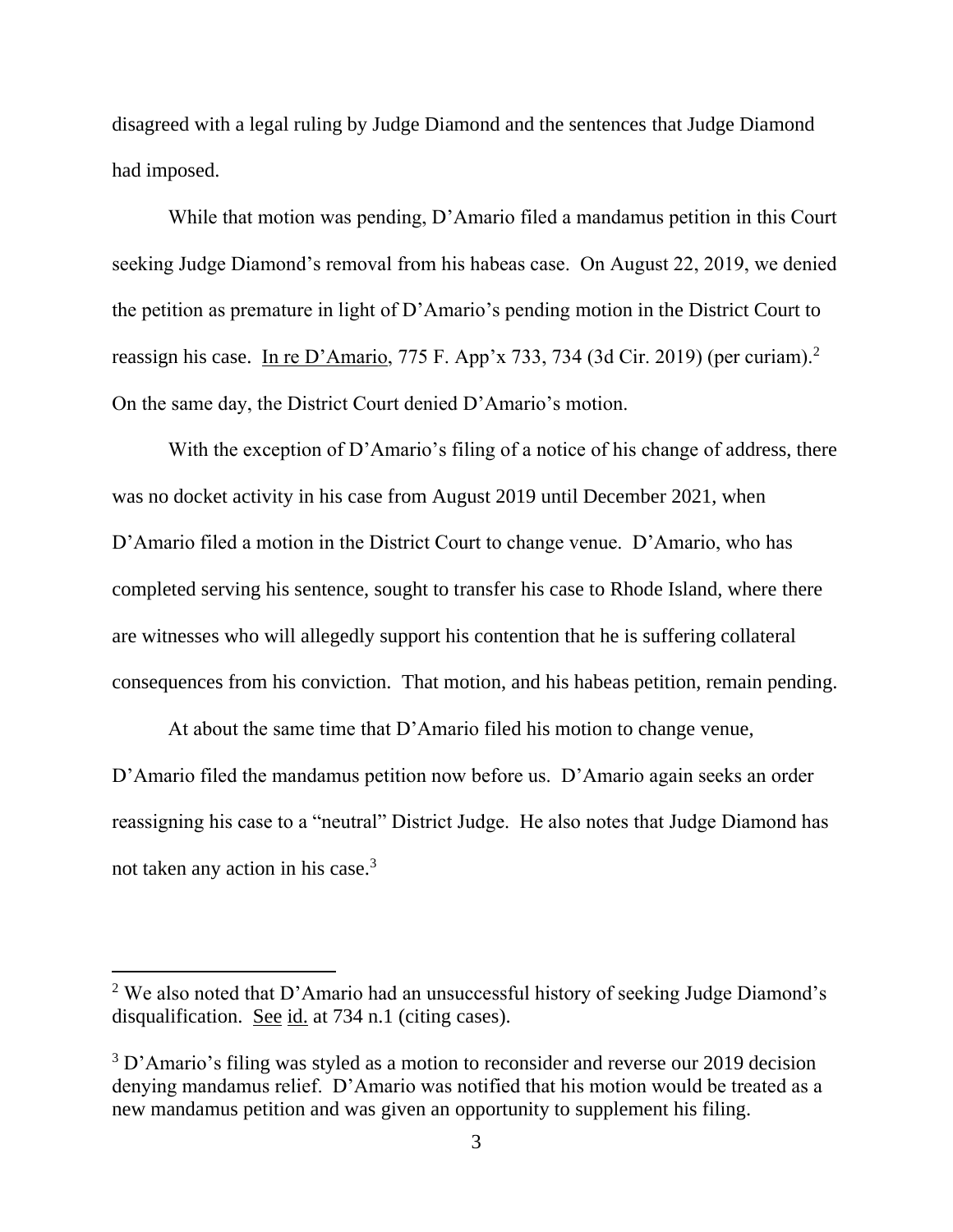disagreed with a legal ruling by Judge Diamond and the sentences that Judge Diamond had imposed.

While that motion was pending, D'Amario filed a mandamus petition in this Court seeking Judge Diamond's removal from his habeas case. On August 22, 2019, we denied the petition as premature in light of D'Amario's pending motion in the District Court to reassign his case. In re D'Amario, 775 F. App'x 733, 734 (3d Cir. 2019) (per curiam).[2] On the same day, the District Court denied D'Amario's motion.

With the exception of D'Amario's filing of a notice of his change of address, there was no docket activity in his case from August 2019 until December 2021, when D'Amario filed a motion in the District Court to change venue. D'Amario, who has completed serving his sentence, sought to transfer his case to Rhode Island, where there are witnesses who will allegedly support his contention that he is suffering collateral consequences from his conviction. That motion, and his habeas petition, remain pending.

At about the same time that D'Amario filed his motion to change venue, D'Amario filed the mandamus petition now before us. D'Amario again seeks an order reassigning his case to a "neutral" District Judge. He also notes that Judge Diamond has not taken any action in his case.[3]

---

[2] We also noted that D'Amario had an unsuccessful history of seeking Judge Diamond's disqualification. See id. at 734 n.1 (citing cases).

[3] D'Amario's filing was styled as a motion to reconsider and reverse our 2019 decision denying mandamus relief. D'Amario was notified that his motion would be treated as a new mandamus petition and was given an opportunity to supplement his filing.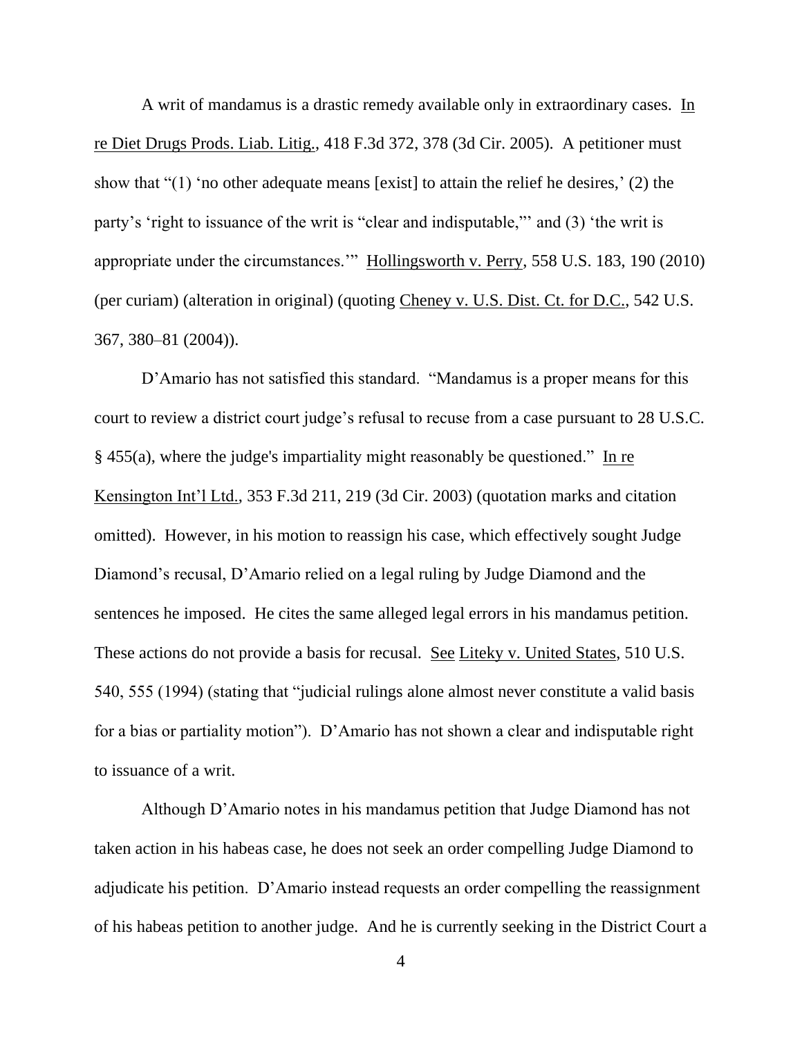A writ of mandamus is a drastic remedy available only in extraordinary cases. In re Diet Drugs Prods. Liab. Litig., 418 F.3d 372, 378 (3d Cir. 2005). A petitioner must show that "(1) 'no other adequate means [exist] to attain the relief he desires,' (2) the party's 'right to issuance of the writ is "clear and indisputable,"' and (3) 'the writ is appropriate under the circumstances.'" Hollingsworth v. Perry, 558 U.S. 183, 190 (2010) (per curiam) (alteration in original) (quoting Cheney v. U.S. Dist. Ct. for D.C., 542 U.S. 367, 380–81 (2004)).

D'Amario has not satisfied this standard. "Mandamus is a proper means for this court to review a district court judge's refusal to recuse from a case pursuant to 28 U.S.C. § 455(a), where the judge's impartiality might reasonably be questioned." In re Kensington Int'l Ltd., 353 F.3d 211, 219 (3d Cir. 2003) (quotation marks and citation omitted). However, in his motion to reassign his case, which effectively sought Judge Diamond's recusal, D'Amario relied on a legal ruling by Judge Diamond and the sentences he imposed. He cites the same alleged legal errors in his mandamus petition. These actions do not provide a basis for recusal. See Liteky v. United States, 510 U.S. 540, 555 (1994) (stating that "judicial rulings alone almost never constitute a valid basis for a bias or partiality motion"). D'Amario has not shown a clear and indisputable right to issuance of a writ.

Although D'Amario notes in his mandamus petition that Judge Diamond has not taken action in his habeas case, he does not seek an order compelling Judge Diamond to adjudicate his petition. D'Amario instead requests an order compelling the reassignment of his habeas petition to another judge. And he is currently seeking in the District Court a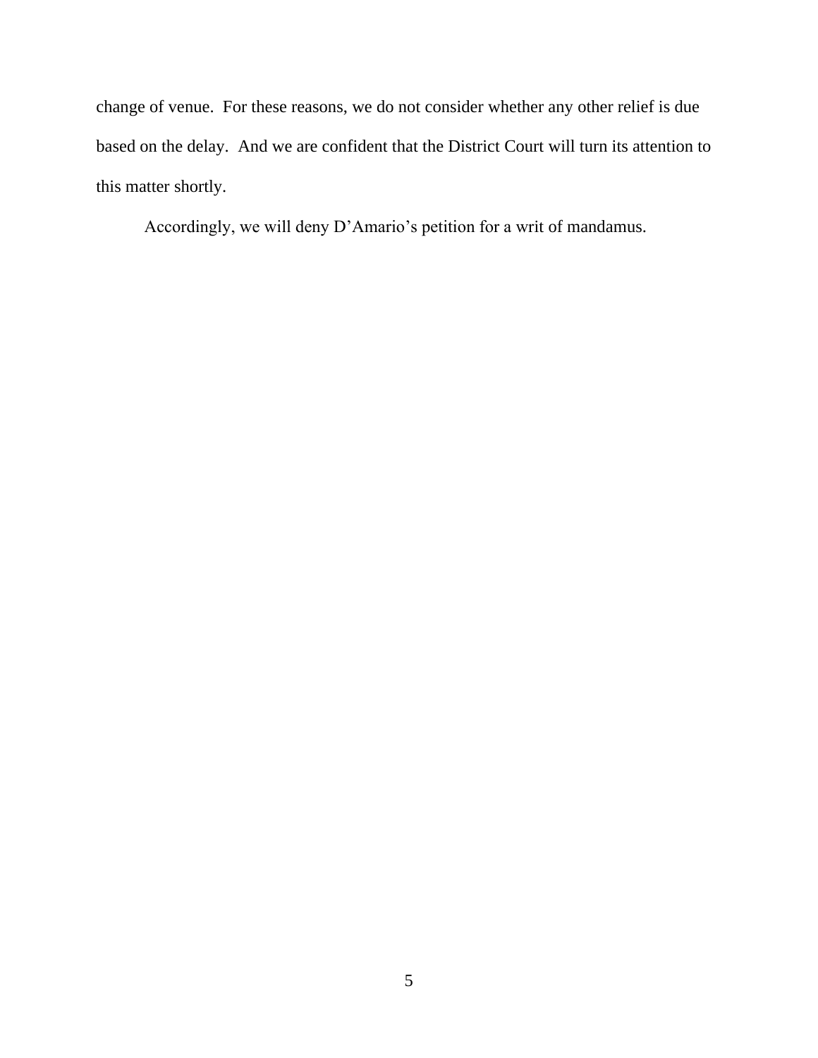change of venue. For these reasons, we do not consider whether any other relief is due based on the delay. And we are confident that the District Court will turn its attention to this matter shortly.

Accordingly, we will deny D'Amario's petition for a writ of mandamus.